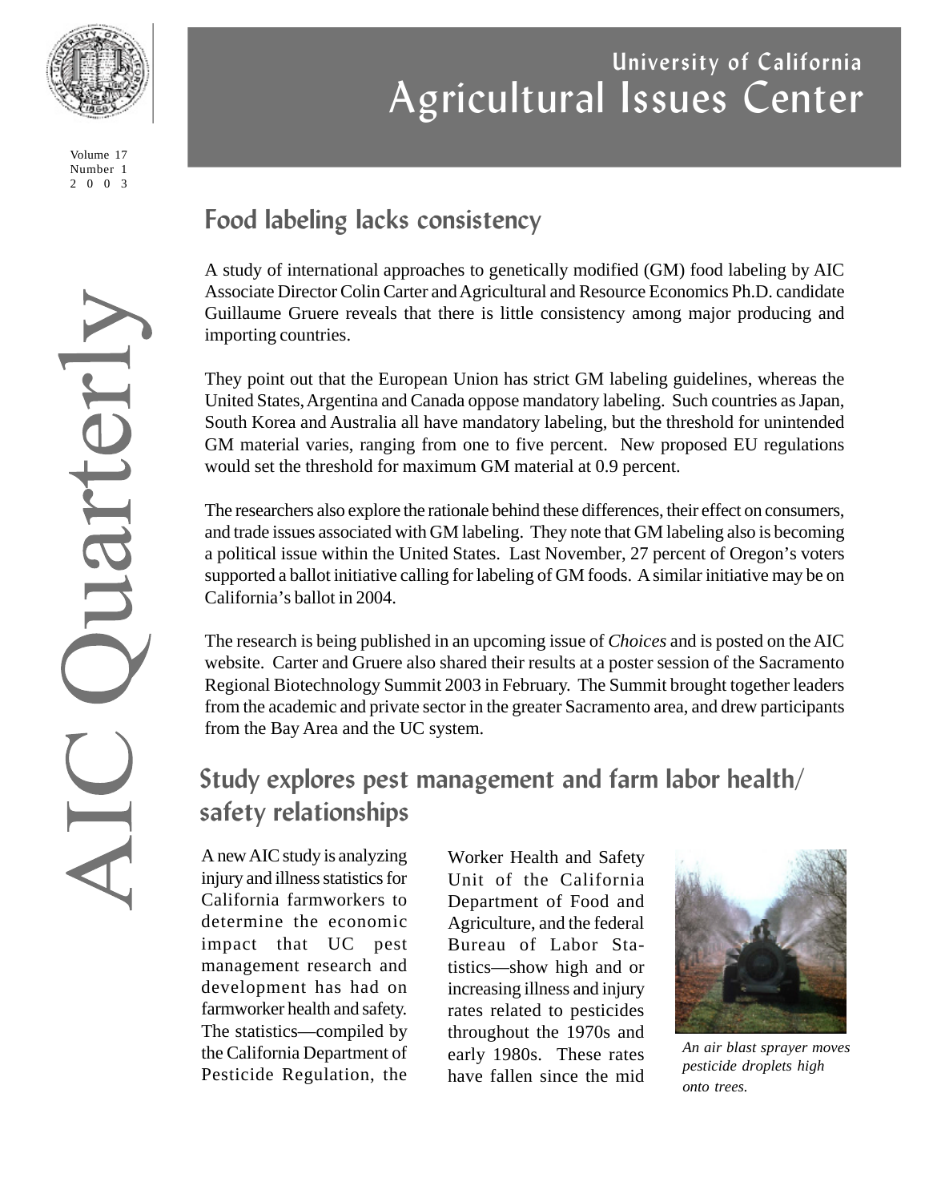# University of California Agricultural Issues Center

AIC Quarterly

Volume 17
Number 1
2003

## Food labeling lacks consistency

A study of international approaches to genetically modified (GM) food labeling by AIC Associate Director Colin Carter and Agricultural and Resource Economics Ph.D. candidate Guillaume Gruere reveals that there is little consistency among major producing and importing countries.

They point out that the European Union has strict GM labeling guidelines, whereas the United States, Argentina and Canada oppose mandatory labeling. Such countries as Japan, South Korea and Australia all have mandatory labeling, but the threshold for unintended GM material varies, ranging from one to five percent. New proposed EU regulations would set the threshold for maximum GM material at 0.9 percent.

The researchers also explore the rationale behind these differences, their effect on consumers, and trade issues associated with GM labeling. They note that GM labeling also is becoming a political issue within the United States. Last November, 27 percent of Oregon's voters supported a ballot initiative calling for labeling of GM foods. A similar initiative may be on California's ballot in 2004.

The research is being published in an upcoming issue of *Choices* and is posted on the AIC website. Carter and Gruere also shared their results at a poster session of the Sacramento Regional Biotechnology Summit 2003 in February. The Summit brought together leaders from the academic and private sector in the greater Sacramento area, and drew participants from the Bay Area and the UC system.

## Study explores pest management and farm labor health/safety relationships

A new AIC study is analyzing injury and illness statistics for California farmworkers to determine the economic impact that UC pest management research and development has had on farmworker health and safety. The statistics—compiled by the California Department of Pesticide Regulation, the Worker Health and Safety Unit of the California Department of Food and Agriculture, and the federal Bureau of Labor Statistics—show high and or increasing illness and injury rates related to pesticides throughout the 1970s and early 1980s. These rates have fallen since the mid

*An air blast sprayer moves pesticide droplets high onto trees.*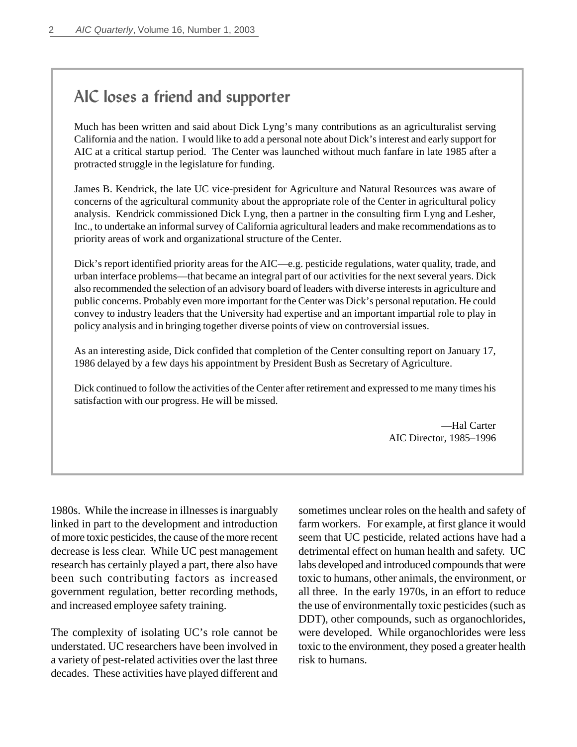## AIC loses a friend and supporter

Much has been written and said about Dick Lyng's many contributions as an agriculturalist serving California and the nation. I would like to add a personal note about Dick's interest and early support for AIC at a critical startup period. The Center was launched without much fanfare in late 1985 after a protracted struggle in the legislature for funding.

James B. Kendrick, the late UC vice-president for Agriculture and Natural Resources was aware of concerns of the agricultural community about the appropriate role of the Center in agricultural policy analysis. Kendrick commissioned Dick Lyng, then a partner in the consulting firm Lyng and Lesher, Inc., to undertake an informal survey of California agricultural leaders and make recommendations as to priority areas of work and organizational structure of the Center.

Dick's report identified priority areas for the AIC—e.g. pesticide regulations, water quality, trade, and urban interface problems—that became an integral part of our activities for the next several years. Dick also recommended the selection of an advisory board of leaders with diverse interests in agriculture and public concerns. Probably even more important for the Center was Dick's personal reputation. He could convey to industry leaders that the University had expertise and an important impartial role to play in policy analysis and in bringing together diverse points of view on controversial issues.

As an interesting aside, Dick confided that completion of the Center consulting report on January 17, 1986 delayed by a few days his appointment by President Bush as Secretary of Agriculture.

Dick continued to follow the activities of the Center after retirement and expressed to me many times his satisfaction with our progress. He will be missed.

—Hal Carter
AIC Director, 1985–1996

1980s. While the increase in illnesses is inarguably linked in part to the development and introduction of more toxic pesticides, the cause of the more recent decrease is less clear. While UC pest management research has certainly played a part, there also have been such contributing factors as increased government regulation, better recording methods, and increased employee safety training.

The complexity of isolating UC's role cannot be understated. UC researchers have been involved in a variety of pest-related activities over the last three decades. These activities have played different and sometimes unclear roles on the health and safety of farm workers. For example, at first glance it would seem that UC pesticide, related actions have had a detrimental effect on human health and safety. UC labs developed and introduced compounds that were toxic to humans, other animals, the environment, or all three. In the early 1970s, in an effort to reduce the use of environmentally toxic pesticides (such as DDT), other compounds, such as organochlorides, were developed. While organochlorides were less toxic to the environment, they posed a greater health risk to humans.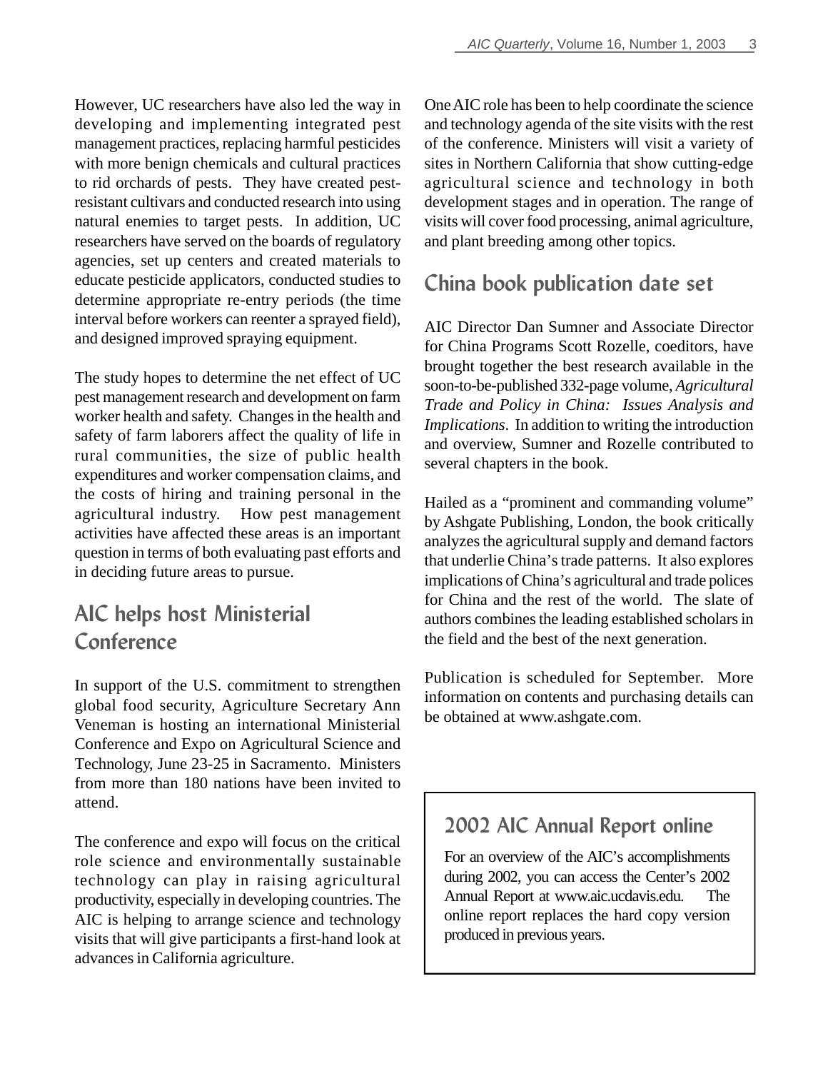However, UC researchers have also led the way in developing and implementing integrated pest management practices, replacing harmful pesticides with more benign chemicals and cultural practices to rid orchards of pests. They have created pest-resistant cultivars and conducted research into using natural enemies to target pests. In addition, UC researchers have served on the boards of regulatory agencies, set up centers and created materials to educate pesticide applicators, conducted studies to determine appropriate re-entry periods (the time interval before workers can reenter a sprayed field), and designed improved spraying equipment.

The study hopes to determine the net effect of UC pest management research and development on farm worker health and safety. Changes in the health and safety of farm laborers affect the quality of life in rural communities, the size of public health expenditures and worker compensation claims, and the costs of hiring and training personal in the agricultural industry. How pest management activities have affected these areas is an important question in terms of both evaluating past efforts and in deciding future areas to pursue.

## AIC helps host Ministerial Conference

In support of the U.S. commitment to strengthen global food security, Agriculture Secretary Ann Veneman is hosting an international Ministerial Conference and Expo on Agricultural Science and Technology, June 23-25 in Sacramento. Ministers from more than 180 nations have been invited to attend.

The conference and expo will focus on the critical role science and environmentally sustainable technology can play in raising agricultural productivity, especially in developing countries. The AIC is helping to arrange science and technology visits that will give participants a first-hand look at advances in California agriculture.

One AIC role has been to help coordinate the science and technology agenda of the site visits with the rest of the conference. Ministers will visit a variety of sites in Northern California that show cutting-edge agricultural science and technology in both development stages and in operation. The range of visits will cover food processing, animal agriculture, and plant breeding among other topics.

## China book publication date set

AIC Director Dan Sumner and Associate Director for China Programs Scott Rozelle, coeditors, have brought together the best research available in the soon-to-be-published 332-page volume, *Agricultural Trade and Policy in China: Issues Analysis and Implications*. In addition to writing the introduction and overview, Sumner and Rozelle contributed to several chapters in the book.

Hailed as a "prominent and commanding volume" by Ashgate Publishing, London, the book critically analyzes the agricultural supply and demand factors that underlie China's trade patterns. It also explores implications of China's agricultural and trade polices for China and the rest of the world. The slate of authors combines the leading established scholars in the field and the best of the next generation.

Publication is scheduled for September. More information on contents and purchasing details can be obtained at www.ashgate.com.

## 2002 AIC Annual Report online

For an overview of the AIC's accomplishments during 2002, you can access the Center's 2002 Annual Report at www.aic.ucdavis.edu. The online report replaces the hard copy version produced in previous years.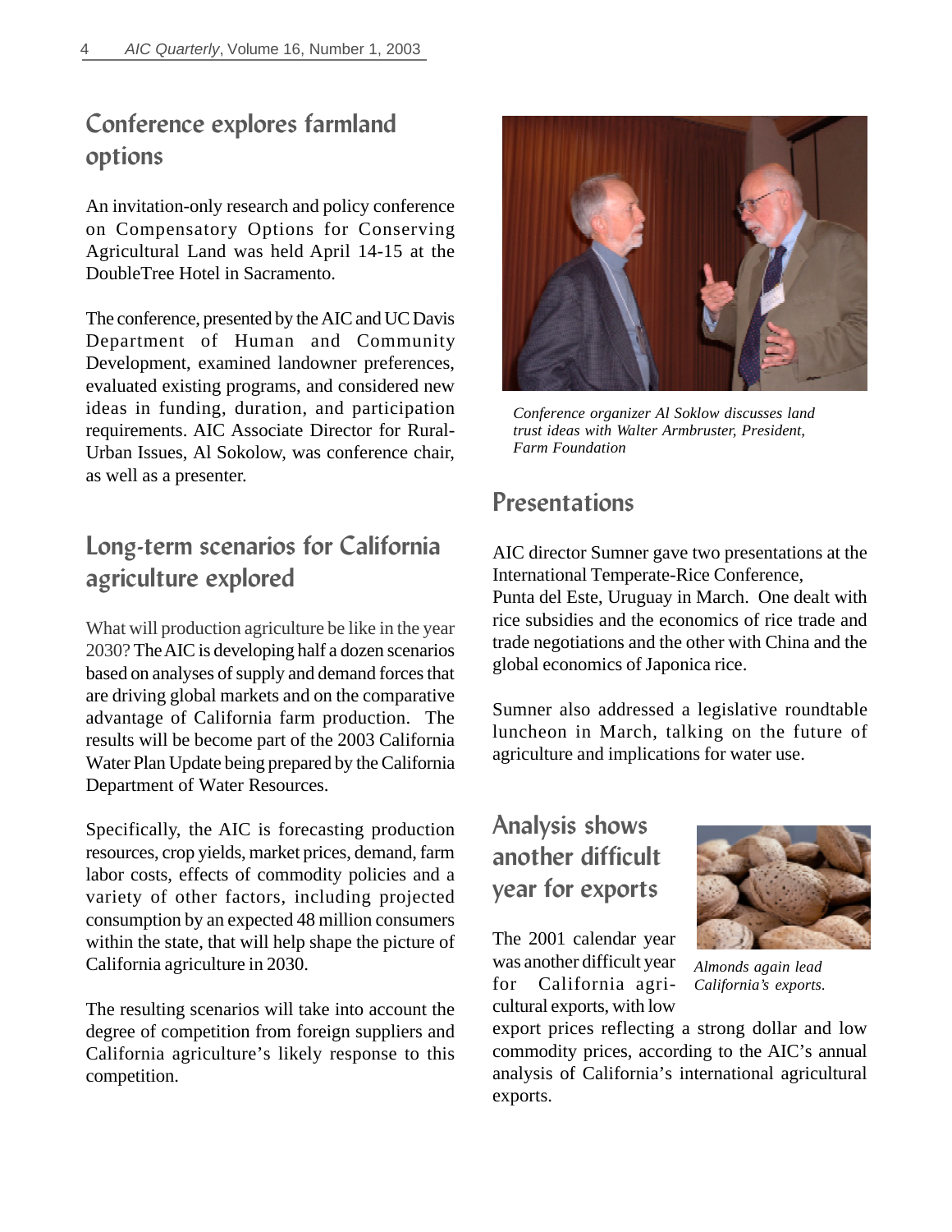## Conference explores farmland options

An invitation-only research and policy conference on Compensatory Options for Conserving Agricultural Land was held April 14-15 at the DoubleTree Hotel in Sacramento.

The conference, presented by the AIC and UC Davis Department of Human and Community Development, examined landowner preferences, evaluated existing programs, and considered new ideas in funding, duration, and participation requirements. AIC Associate Director for Rural-Urban Issues, Al Sokolow, was conference chair, as well as a presenter.

*Conference organizer Al Soklow discusses land trust ideas with Walter Armbruster, President, Farm Foundation*

## Long-term scenarios for California agriculture explored

What will production agriculture be like in the year 2030? The AIC is developing half a dozen scenarios based on analyses of supply and demand forces that are driving global markets and on the comparative advantage of California farm production. The results will be become part of the 2003 California Water Plan Update being prepared by the California Department of Water Resources.

Specifically, the AIC is forecasting production resources, crop yields, market prices, demand, farm labor costs, effects of commodity policies and a variety of other factors, including projected consumption by an expected 48 million consumers within the state, that will help shape the picture of California agriculture in 2030.

The resulting scenarios will take into account the degree of competition from foreign suppliers and California agriculture's likely response to this competition.

## Presentations

AIC director Sumner gave two presentations at the International Temperate-Rice Conference, Punta del Este, Uruguay in March. One dealt with rice subsidies and the economics of rice trade and trade negotiations and the other with China and the global economics of Japonica rice.

Sumner also addressed a legislative roundtable luncheon in March, talking on the future of agriculture and implications for water use.

## Analysis shows another difficult year for exports

*Almonds again lead California's exports.*

The 2001 calendar year was another difficult year for California agricultural exports, with low export prices reflecting a strong dollar and low commodity prices, according to the AIC's annual analysis of California's international agricultural exports.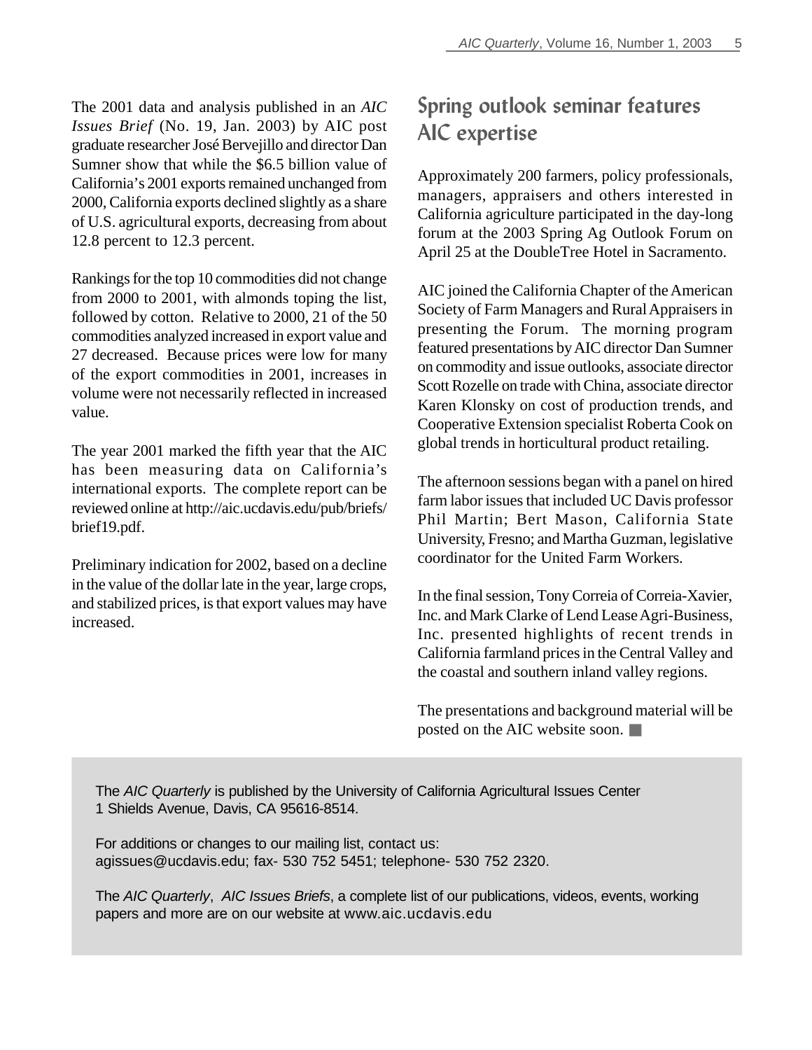The 2001 data and analysis published in an *AIC Issues Brief* (No. 19, Jan. 2003) by AIC post graduate researcher José Bervejillo and director Dan Sumner show that while the $6.5 billion value of California's 2001 exports remained unchanged from 2000, California exports declined slightly as a share of U.S. agricultural exports, decreasing from about 12.8 percent to 12.3 percent.

Rankings for the top 10 commodities did not change from 2000 to 2001, with almonds toping the list, followed by cotton. Relative to 2000, 21 of the 50 commodities analyzed increased in export value and 27 decreased. Because prices were low for many of the export commodities in 2001, increases in volume were not necessarily reflected in increased value.

The year 2001 marked the fifth year that the AIC has been measuring data on California's international exports. The complete report can be reviewed online at http://aic.ucdavis.edu/pub/briefs/brief19.pdf.

Preliminary indication for 2002, based on a decline in the value of the dollar late in the year, large crops, and stabilized prices, is that export values may have increased.

## Spring outlook seminar features AIC expertise

Approximately 200 farmers, policy professionals, managers, appraisers and others interested in California agriculture participated in the day-long forum at the 2003 Spring Ag Outlook Forum on April 25 at the DoubleTree Hotel in Sacramento.

AIC joined the California Chapter of the American Society of Farm Managers and Rural Appraisers in presenting the Forum. The morning program featured presentations by AIC director Dan Sumner on commodity and issue outlooks, associate director Scott Rozelle on trade with China, associate director Karen Klonsky on cost of production trends, and Cooperative Extension specialist Roberta Cook on global trends in horticultural product retailing.

The afternoon sessions began with a panel on hired farm labor issues that included UC Davis professor Phil Martin; Bert Mason, California State University, Fresno; and Martha Guzman, legislative coordinator for the United Farm Workers.

In the final session, Tony Correia of Correia-Xavier, Inc. and Mark Clarke of Lend Lease Agri-Business, Inc. presented highlights of recent trends in California farmland prices in the Central Valley and the coastal and southern inland valley regions.

The presentations and background material will be posted on the AIC website soon. ■

The *AIC Quarterly* is published by the University of California Agricultural Issues Center
1 Shields Avenue, Davis, CA 95616-8514.

For additions or changes to our mailing list, contact us:
agissues@ucdavis.edu; fax- 530 752 5451; telephone- 530 752 2320.

The *AIC Quarterly*, *AIC Issues Briefs*, a complete list of our publications, videos, events, working papers and more are on our website at www.aic.ucdavis.edu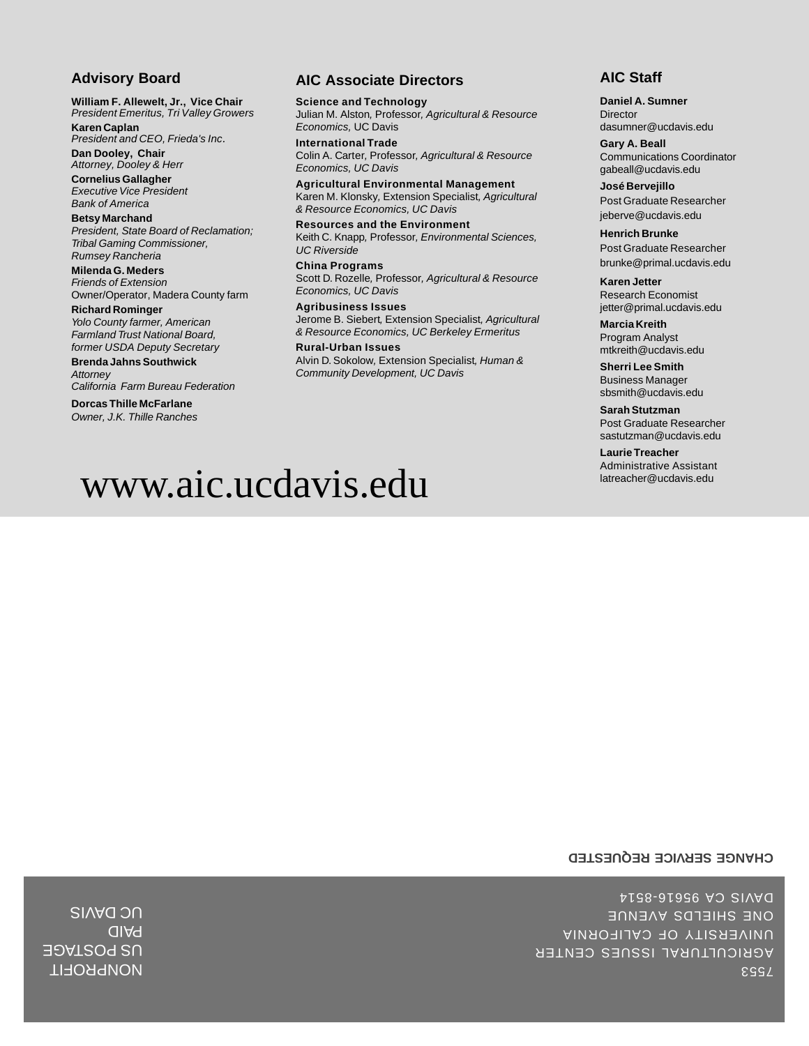## Advisory Board

**William F. Allewelt, Jr., Vice Chair**
*President Emeritus, Tri Valley Growers*

**Karen Caplan**
*President and CEO, Frieda's Inc.*

**Dan Dooley, Chair**
*Attorney, Dooley & Herr*

**Cornelius Gallagher**
*Executive Vice President*
*Bank of America*

**Betsy Marchand**
*President, State Board of Reclamation;*
*Tribal Gaming Commissioner,*
*Rumsey Rancheria*

**Milenda G. Meders**
*Friends of Extension*
Owner/Operator, Madera County farm

**Richard Rominger**
*Yolo County farmer, American*
*Farmland Trust National Board,*
*former USDA Deputy Secretary*

**Brenda Jahns Southwick**
*Attorney*
*California Farm Bureau Federation*

**Dorcas Thille McFarlane**
*Owner, J.K. Thille Ranches*

## AIC Associate Directors

**Science and Technology**
Julian M. Alston, Professor, *Agricultural & Resource Economics,* UC Davis

**International Trade**
Colin A. Carter, Professor, *Agricultural & Resource Economics, UC Davis*

**Agricultural Environmental Management**
Karen M. Klonsky, Extension Specialist, *Agricultural & Resource Economics, UC Davis*

**Resources and the Environment**
Keith C. Knapp, Professor, *Environmental Sciences, UC Riverside*

**China Programs**
Scott D. Rozelle, Professor, *Agricultural & Resource Economics, UC Davis*

**Agribusiness Issues**
Jerome B. Siebert, Extension Specialist, *Agricultural & Resource Economics, UC Berkeley Ermeritus*

**Rural-Urban Issues**
Alvin D. Sokolow, Extension Specialist, *Human & Community Development, UC Davis*

## AIC Staff

**Daniel A. Sumner**
Director
dasumner@ucdavis.edu

**Gary A. Beall**
Communications Coordinator
gabeall@ucdavis.edu

**José Bervejillo**
Post Graduate Researcher
jeberve@ucdavis.edu

**Henrich Brunke**
Post Graduate Researcher
brunke@primal.ucdavis.edu

**Karen Jetter**
Research Economist
jetter@primal.ucdavis.edu

**Marcia Kreith**
Program Analyst
mtkreith@ucdavis.edu

**Sherri Lee Smith**
Business Manager
sbsmith@ucdavis.edu

**Sarah Stutzman**
Post Graduate Researcher
sastutzman@ucdavis.edu

**Laurie Treacher**
Administrative Assistant
latreacher@ucdavis.edu

www.aic.ucdavis.edu

**CHANGE SERVICE REQUESTED**

7553
AGRICULTURAL ISSUES CENTER
UNIVERSITY OF CALIFORNIA
ONE SHIELDS AVENUE
DAVIS CA 95616-8514

NONPROFIT
US POSTAGE
PAID
UC DAVIS